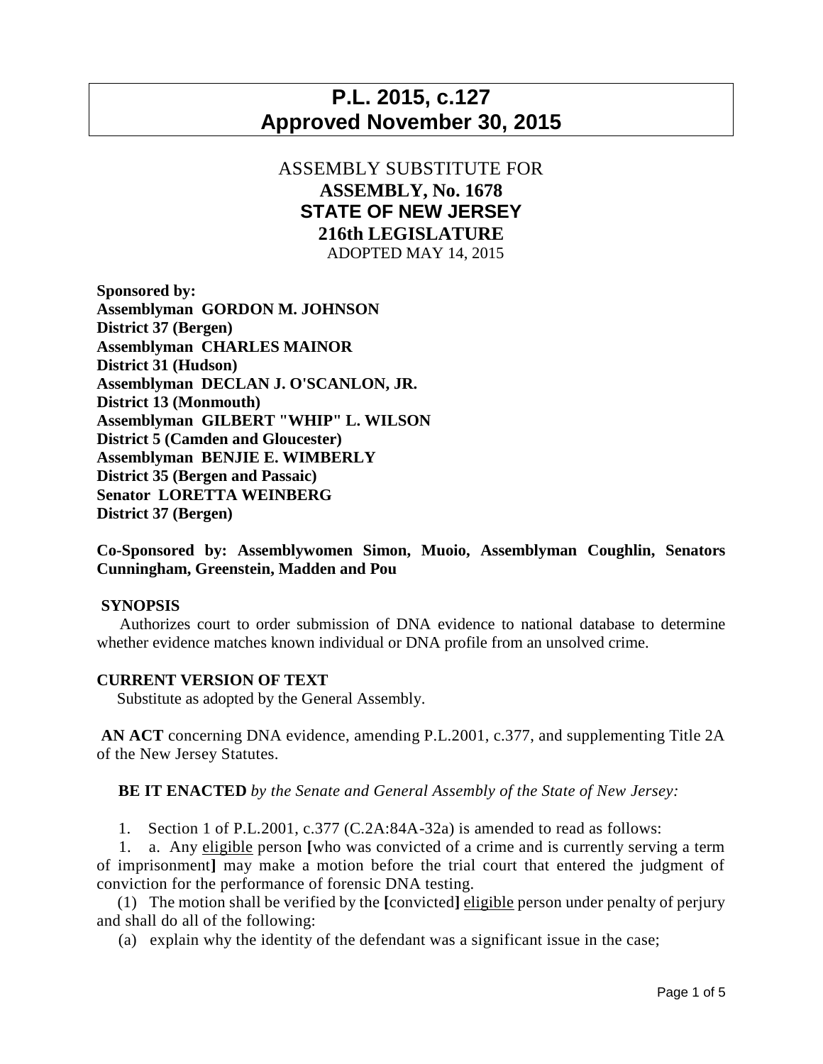# P.L. 2015, c.127
# Approved November 30, 2015

ASSEMBLY SUBSTITUTE FOR

**ASSEMBLY, No. 1678**

**STATE OF NEW JERSEY**

**216th LEGISLATURE**

ADOPTED MAY 14, 2015

**Sponsored by:**
**Assemblyman GORDON M. JOHNSON**
**District 37 (Bergen)**
**Assemblyman CHARLES MAINOR**
**District 31 (Hudson)**
**Assemblyman DECLAN J. O'SCANLON, JR.**
**District 13 (Monmouth)**
**Assemblyman GILBERT "WHIP" L. WILSON**
**District 5 (Camden and Gloucester)**
**Assemblyman BENJIE E. WIMBERLY**
**District 35 (Bergen and Passaic)**
**Senator LORETTA WEINBERG**
**District 37 (Bergen)**

**Co-Sponsored by: Assemblywomen Simon, Muoio, Assemblyman Coughlin, Senators Cunningham, Greenstein, Madden and Pou**

**SYNOPSIS**

Authorizes court to order submission of DNA evidence to national database to determine whether evidence matches known individual or DNA profile from an unsolved crime.

**CURRENT VERSION OF TEXT**

Substitute as adopted by the General Assembly.

**AN ACT** concerning DNA evidence, amending P.L.2001, c.377, and supplementing Title 2A of the New Jersey Statutes.

**BE IT ENACTED** *by the Senate and General Assembly of the State of New Jersey:*

1. Section 1 of P.L.2001, c.377 (C.2A:84A-32a) is amended to read as follows:

1. a. Any eligible person **[**who was convicted of a crime and is currently serving a term of imprisonment**]** may make a motion before the trial court that entered the judgment of conviction for the performance of forensic DNA testing.

(1) The motion shall be verified by the **[**convicted**]** eligible person under penalty of perjury and shall do all of the following:

(a) explain why the identity of the defendant was a significant issue in the case;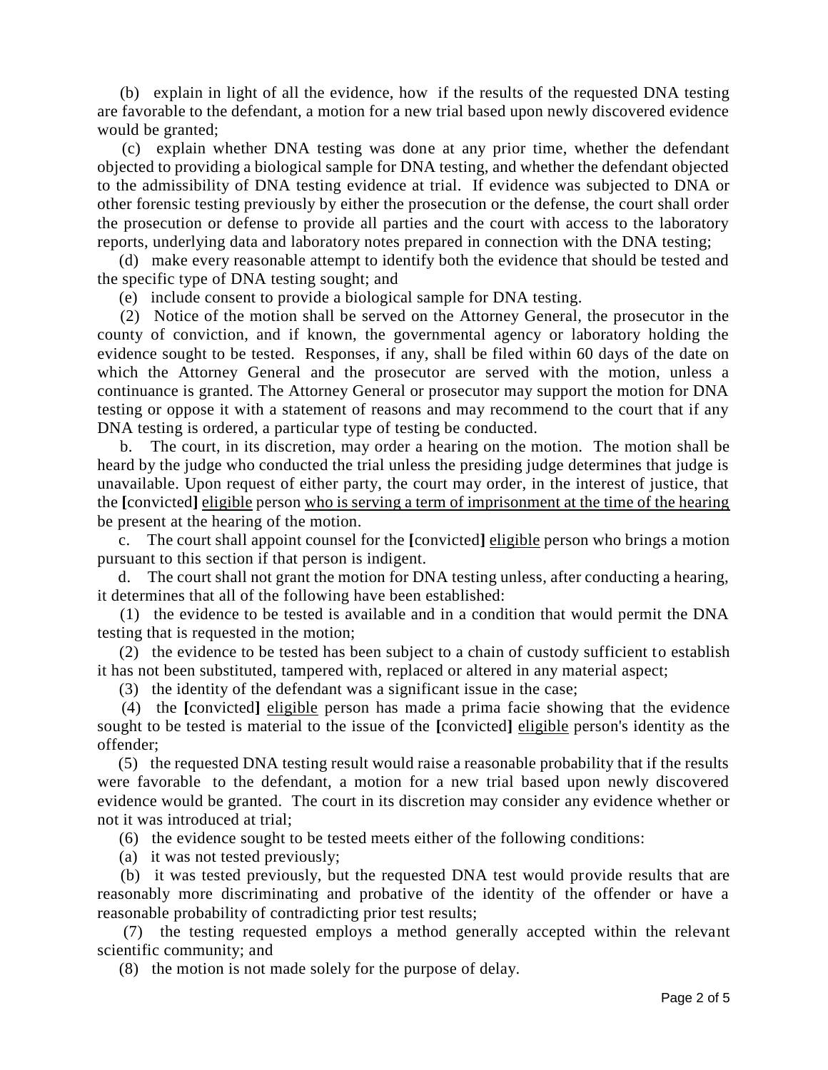(b) explain in light of all the evidence, how if the results of the requested DNA testing are favorable to the defendant, a motion for a new trial based upon newly discovered evidence would be granted;

(c) explain whether DNA testing was done at any prior time, whether the defendant objected to providing a biological sample for DNA testing, and whether the defendant objected to the admissibility of DNA testing evidence at trial. If evidence was subjected to DNA or other forensic testing previously by either the prosecution or the defense, the court shall order the prosecution or defense to provide all parties and the court with access to the laboratory reports, underlying data and laboratory notes prepared in connection with the DNA testing;

(d) make every reasonable attempt to identify both the evidence that should be tested and the specific type of DNA testing sought; and

(e) include consent to provide a biological sample for DNA testing.

(2) Notice of the motion shall be served on the Attorney General, the prosecutor in the county of conviction, and if known, the governmental agency or laboratory holding the evidence sought to be tested. Responses, if any, shall be filed within 60 days of the date on which the Attorney General and the prosecutor are served with the motion, unless a continuance is granted. The Attorney General or prosecutor may support the motion for DNA testing or oppose it with a statement of reasons and may recommend to the court that if any DNA testing is ordered, a particular type of testing be conducted.

b. The court, in its discretion, may order a hearing on the motion. The motion shall be heard by the judge who conducted the trial unless the presiding judge determines that judge is unavailable. Upon request of either party, the court may order, in the interest of justice, that the **[**convicted**]** <u>eligible</u> person <u>who is serving a term of imprisonment at the time of the hearing</u> be present at the hearing of the motion.

c. The court shall appoint counsel for the **[**convicted**]** <u>eligible</u> person who brings a motion pursuant to this section if that person is indigent.

d. The court shall not grant the motion for DNA testing unless, after conducting a hearing, it determines that all of the following have been established:

(1) the evidence to be tested is available and in a condition that would permit the DNA testing that is requested in the motion;

(2) the evidence to be tested has been subject to a chain of custody sufficient to establish it has not been substituted, tampered with, replaced or altered in any material aspect;

(3) the identity of the defendant was a significant issue in the case;

(4) the **[**convicted**]** <u>eligible</u> person has made a prima facie showing that the evidence sought to be tested is material to the issue of the **[**convicted**]** <u>eligible</u> person's identity as the offender;

(5) the requested DNA testing result would raise a reasonable probability that if the results were favorable to the defendant, a motion for a new trial based upon newly discovered evidence would be granted. The court in its discretion may consider any evidence whether or not it was introduced at trial;

(6) the evidence sought to be tested meets either of the following conditions:

(a) it was not tested previously;

(b) it was tested previously, but the requested DNA test would provide results that are reasonably more discriminating and probative of the identity of the offender or have a reasonable probability of contradicting prior test results;

(7) the testing requested employs a method generally accepted within the relevant scientific community; and

(8) the motion is not made solely for the purpose of delay.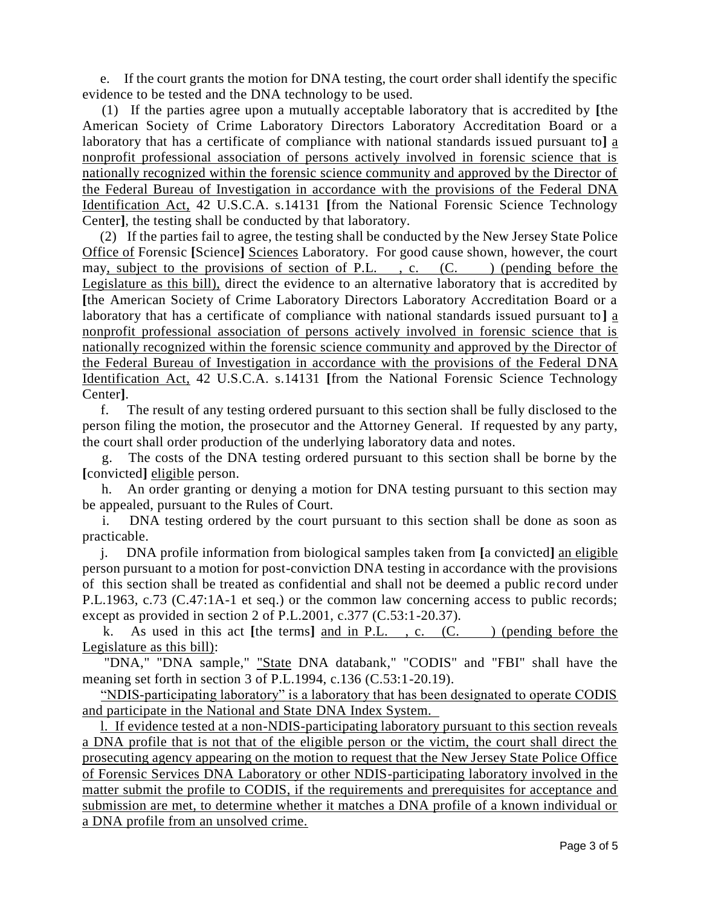e. If the court grants the motion for DNA testing, the court order shall identify the specific evidence to be tested and the DNA technology to be used.

(1) If the parties agree upon a mutually acceptable laboratory that is accredited by [the American Society of Crime Laboratory Directors Laboratory Accreditation Board or a laboratory that has a certificate of compliance with national standards issued pursuant to] a nonprofit professional association of persons actively involved in forensic science that is nationally recognized within the forensic science community and approved by the Director of the Federal Bureau of Investigation in accordance with the provisions of the Federal DNA Identification Act, 42 U.S.C.A. s.14131 [from the National Forensic Science Technology Center], the testing shall be conducted by that laboratory.

(2) If the parties fail to agree, the testing shall be conducted by the New Jersey State Police Office of Forensic [Science] Sciences Laboratory. For good cause shown, however, the court may, subject to the provisions of section of P.L. , c. (C. ) (pending before the Legislature as this bill), direct the evidence to an alternative laboratory that is accredited by [the American Society of Crime Laboratory Directors Laboratory Accreditation Board or a laboratory that has a certificate of compliance with national standards issued pursuant to] a nonprofit professional association of persons actively involved in forensic science that is nationally recognized within the forensic science community and approved by the Director of the Federal Bureau of Investigation in accordance with the provisions of the Federal DNA Identification Act, 42 U.S.C.A. s.14131 [from the National Forensic Science Technology Center].

f. The result of any testing ordered pursuant to this section shall be fully disclosed to the person filing the motion, the prosecutor and the Attorney General. If requested by any party, the court shall order production of the underlying laboratory data and notes.

g. The costs of the DNA testing ordered pursuant to this section shall be borne by the [convicted] eligible person.

h. An order granting or denying a motion for DNA testing pursuant to this section may be appealed, pursuant to the Rules of Court.

i. DNA testing ordered by the court pursuant to this section shall be done as soon as practicable.

j. DNA profile information from biological samples taken from [a convicted] an eligible person pursuant to a motion for post-conviction DNA testing in accordance with the provisions of this section shall be treated as confidential and shall not be deemed a public record under P.L.1963, c.73 (C.47:1A-1 et seq.) or the common law concerning access to public records; except as provided in section 2 of P.L.2001, c.377 (C.53:1-20.37).

k. As used in this act [the terms] and in P.L. , c. (C. ) (pending before the Legislature as this bill):

"DNA," "DNA sample," "State DNA databank," "CODIS" and "FBI" shall have the meaning set forth in section 3 of P.L.1994, c.136 (C.53:1-20.19).

"NDIS-participating laboratory" is a laboratory that has been designated to operate CODIS and participate in the National and State DNA Index System.

l. If evidence tested at a non-NDIS-participating laboratory pursuant to this section reveals a DNA profile that is not that of the eligible person or the victim, the court shall direct the prosecuting agency appearing on the motion to request that the New Jersey State Police Office of Forensic Services DNA Laboratory or other NDIS-participating laboratory involved in the matter submit the profile to CODIS, if the requirements and prerequisites for acceptance and submission are met, to determine whether it matches a DNA profile of a known individual or a DNA profile from an unsolved crime.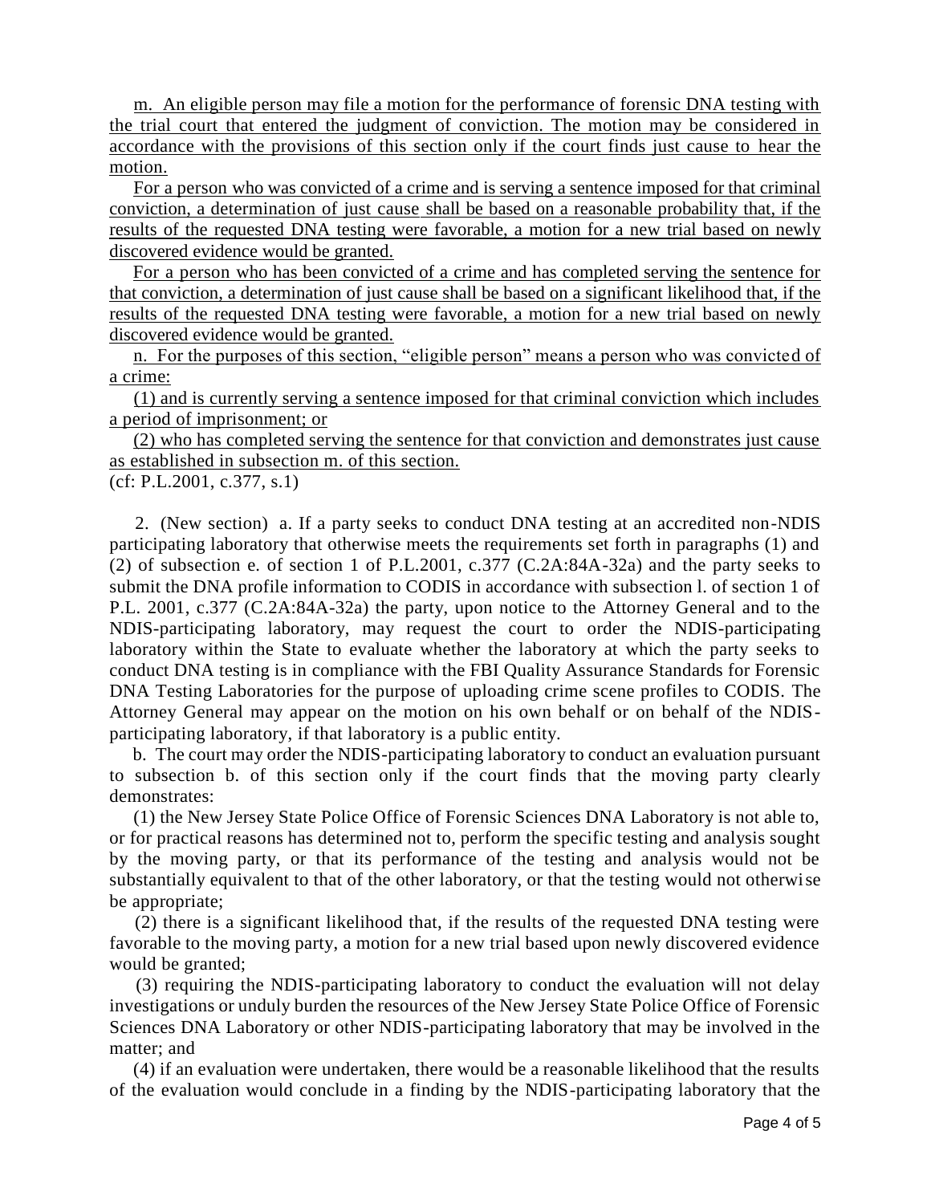m. An eligible person may file a motion for the performance of forensic DNA testing with the trial court that entered the judgment of conviction. The motion may be considered in accordance with the provisions of this section only if the court finds just cause to hear the motion.

For a person who was convicted of a crime and is serving a sentence imposed for that criminal conviction, a determination of just cause shall be based on a reasonable probability that, if the results of the requested DNA testing were favorable, a motion for a new trial based on newly discovered evidence would be granted.

For a person who has been convicted of a crime and has completed serving the sentence for that conviction, a determination of just cause shall be based on a significant likelihood that, if the results of the requested DNA testing were favorable, a motion for a new trial based on newly discovered evidence would be granted.

n. For the purposes of this section, "eligible person" means a person who was convicted of a crime:

(1) and is currently serving a sentence imposed for that criminal conviction which includes a period of imprisonment; or

(2) who has completed serving the sentence for that conviction and demonstrates just cause as established in subsection m. of this section.

(cf: P.L.2001, c.377, s.1)

2. (New section) a. If a party seeks to conduct DNA testing at an accredited non-NDIS participating laboratory that otherwise meets the requirements set forth in paragraphs (1) and (2) of subsection e. of section 1 of P.L.2001, c.377 (C.2A:84A-32a) and the party seeks to submit the DNA profile information to CODIS in accordance with subsection l. of section 1 of P.L. 2001, c.377 (C.2A:84A-32a) the party, upon notice to the Attorney General and to the NDIS-participating laboratory, may request the court to order the NDIS-participating laboratory within the State to evaluate whether the laboratory at which the party seeks to conduct DNA testing is in compliance with the FBI Quality Assurance Standards for Forensic DNA Testing Laboratories for the purpose of uploading crime scene profiles to CODIS. The Attorney General may appear on the motion on his own behalf or on behalf of the NDIS-participating laboratory, if that laboratory is a public entity.

b. The court may order the NDIS-participating laboratory to conduct an evaluation pursuant to subsection b. of this section only if the court finds that the moving party clearly demonstrates:

(1) the New Jersey State Police Office of Forensic Sciences DNA Laboratory is not able to, or for practical reasons has determined not to, perform the specific testing and analysis sought by the moving party, or that its performance of the testing and analysis would not be substantially equivalent to that of the other laboratory, or that the testing would not otherwise be appropriate;

(2) there is a significant likelihood that, if the results of the requested DNA testing were favorable to the moving party, a motion for a new trial based upon newly discovered evidence would be granted;

(3) requiring the NDIS-participating laboratory to conduct the evaluation will not delay investigations or unduly burden the resources of the New Jersey State Police Office of Forensic Sciences DNA Laboratory or other NDIS-participating laboratory that may be involved in the matter; and

(4) if an evaluation were undertaken, there would be a reasonable likelihood that the results of the evaluation would conclude in a finding by the NDIS-participating laboratory that the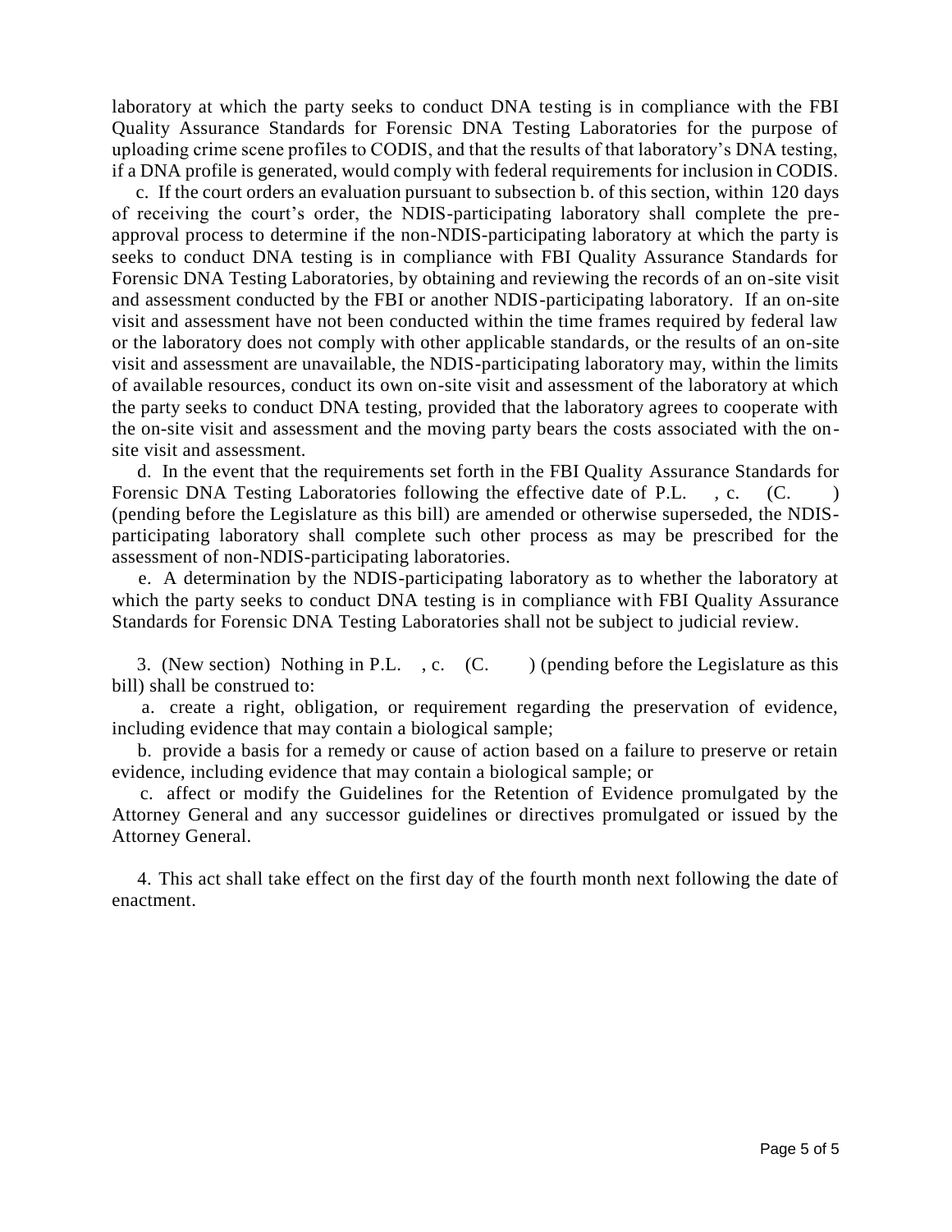laboratory at which the party seeks to conduct DNA testing is in compliance with the FBI Quality Assurance Standards for Forensic DNA Testing Laboratories for the purpose of uploading crime scene profiles to CODIS, and that the results of that laboratory's DNA testing, if a DNA profile is generated, would comply with federal requirements for inclusion in CODIS.

c. If the court orders an evaluation pursuant to subsection b. of this section, within 120 days of receiving the court's order, the NDIS-participating laboratory shall complete the pre-approval process to determine if the non-NDIS-participating laboratory at which the party is seeks to conduct DNA testing is in compliance with FBI Quality Assurance Standards for Forensic DNA Testing Laboratories, by obtaining and reviewing the records of an on-site visit and assessment conducted by the FBI or another NDIS-participating laboratory. If an on-site visit and assessment have not been conducted within the time frames required by federal law or the laboratory does not comply with other applicable standards, or the results of an on-site visit and assessment are unavailable, the NDIS-participating laboratory may, within the limits of available resources, conduct its own on-site visit and assessment of the laboratory at which the party seeks to conduct DNA testing, provided that the laboratory agrees to cooperate with the on-site visit and assessment and the moving party bears the costs associated with the on-site visit and assessment.

d. In the event that the requirements set forth in the FBI Quality Assurance Standards for Forensic DNA Testing Laboratories following the effective date of P.L. , c. (C. ) (pending before the Legislature as this bill) are amended or otherwise superseded, the NDIS-participating laboratory shall complete such other process as may be prescribed for the assessment of non-NDIS-participating laboratories.

e. A determination by the NDIS-participating laboratory as to whether the laboratory at which the party seeks to conduct DNA testing is in compliance with FBI Quality Assurance Standards for Forensic DNA Testing Laboratories shall not be subject to judicial review.

3. (New section) Nothing in P.L. , c. (C. ) (pending before the Legislature as this bill) shall be construed to:

a. create a right, obligation, or requirement regarding the preservation of evidence, including evidence that may contain a biological sample;

b. provide a basis for a remedy or cause of action based on a failure to preserve or retain evidence, including evidence that may contain a biological sample; or

c. affect or modify the Guidelines for the Retention of Evidence promulgated by the Attorney General and any successor guidelines or directives promulgated or issued by the Attorney General.

4. This act shall take effect on the first day of the fourth month next following the date of enactment.